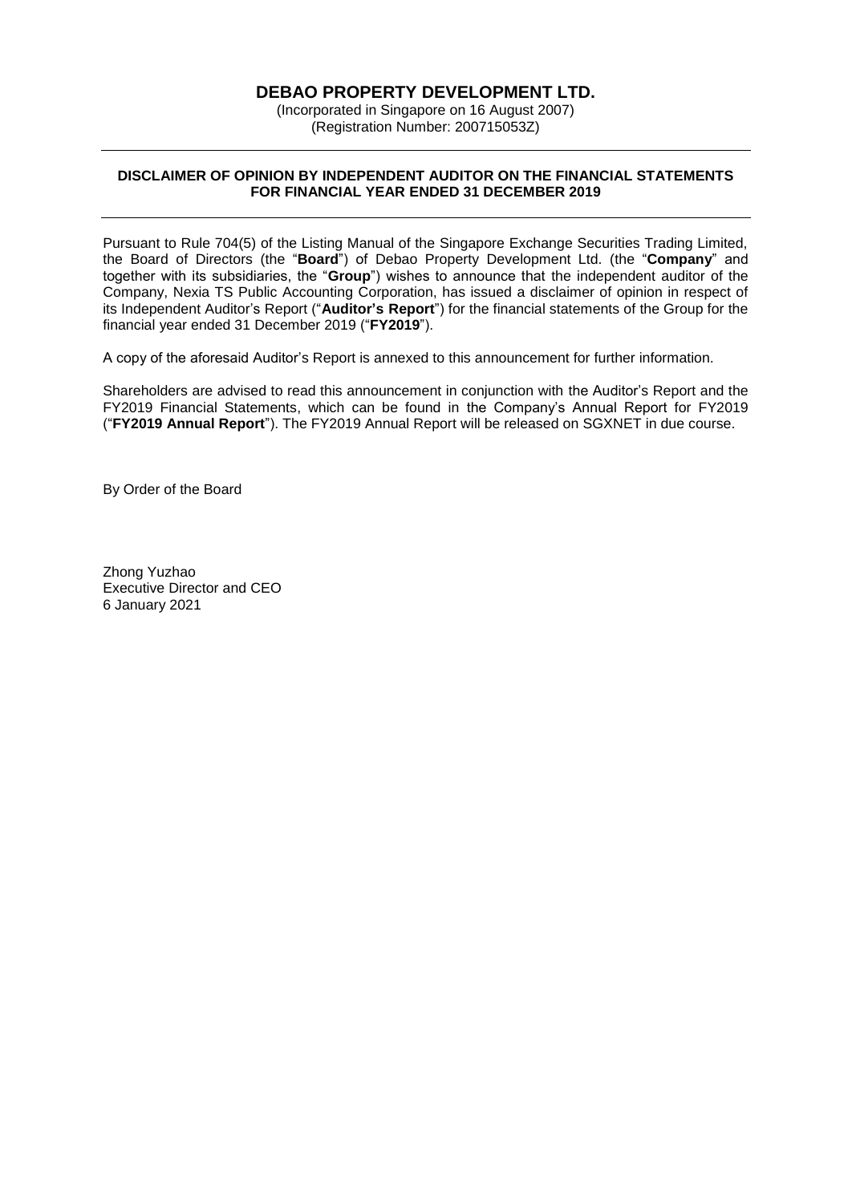# DEBAO PROPERTY DEVELOPMENT LTD.

(Incorporated in Singapore on 16 August 2007)
(Registration Number: 200715053Z)

---

**DISCLAIMER OF OPINION BY INDEPENDENT AUDITOR ON THE FINANCIAL STATEMENTS FOR FINANCIAL YEAR ENDED 31 DECEMBER 2019**

---

Pursuant to Rule 704(5) of the Listing Manual of the Singapore Exchange Securities Trading Limited, the Board of Directors (the "**Board**") of Debao Property Development Ltd. (the "**Company**" and together with its subsidiaries, the "**Group**") wishes to announce that the independent auditor of the Company, Nexia TS Public Accounting Corporation, has issued a disclaimer of opinion in respect of its Independent Auditor's Report ("**Auditor's Report**") for the financial statements of the Group for the financial year ended 31 December 2019 ("**FY2019**").

A copy of the aforesaid Auditor's Report is annexed to this announcement for further information.

Shareholders are advised to read this announcement in conjunction with the Auditor's Report and the FY2019 Financial Statements, which can be found in the Company's Annual Report for FY2019 ("**FY2019 Annual Report**"). The FY2019 Annual Report will be released on SGXNET in due course.

By Order of the Board

Zhong Yuzhao
Executive Director and CEO
6 January 2021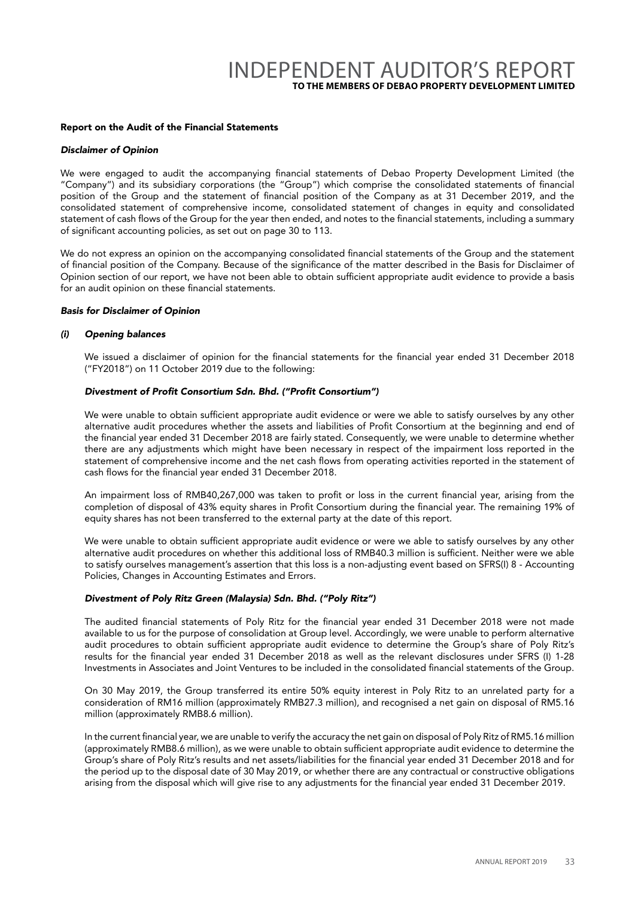# INDEPENDENT AUDITOR'S REPORT

**TO THE MEMBERS OF DEBAO PROPERTY DEVELOPMENT LIMITED**

## Report on the Audit of the Financial Statements

### *Disclaimer of Opinion*

We were engaged to audit the accompanying financial statements of Debao Property Development Limited (the "Company") and its subsidiary corporations (the "Group") which comprise the consolidated statements of financial position of the Group and the statement of financial position of the Company as at 31 December 2019, and the consolidated statement of comprehensive income, consolidated statement of changes in equity and consolidated statement of cash flows of the Group for the year then ended, and notes to the financial statements, including a summary of significant accounting policies, as set out on page 30 to 113.

We do not express an opinion on the accompanying consolidated financial statements of the Group and the statement of financial position of the Company. Because of the significance of the matter described in the Basis for Disclaimer of Opinion section of our report, we have not been able to obtain sufficient appropriate audit evidence to provide a basis for an audit opinion on these financial statements.

### *Basis for Disclaimer of Opinion*

#### *(i) Opening balances*

We issued a disclaimer of opinion for the financial statements for the financial year ended 31 December 2018 ("FY2018") on 11 October 2019 due to the following:

#### *Divestment of Profit Consortium Sdn. Bhd. ("Profit Consortium")*

We were unable to obtain sufficient appropriate audit evidence or were we able to satisfy ourselves by any other alternative audit procedures whether the assets and liabilities of Profit Consortium at the beginning and end of the financial year ended 31 December 2018 are fairly stated. Consequently, we were unable to determine whether there are any adjustments which might have been necessary in respect of the impairment loss reported in the statement of comprehensive income and the net cash flows from operating activities reported in the statement of cash flows for the financial year ended 31 December 2018.

An impairment loss of RMB40,267,000 was taken to profit or loss in the current financial year, arising from the completion of disposal of 43% equity shares in Profit Consortium during the financial year. The remaining 19% of equity shares has not been transferred to the external party at the date of this report.

We were unable to obtain sufficient appropriate audit evidence or were we able to satisfy ourselves by any other alternative audit procedures on whether this additional loss of RMB40.3 million is sufficient. Neither were we able to satisfy ourselves management's assertion that this loss is a non-adjusting event based on SFRS(I) 8 - Accounting Policies, Changes in Accounting Estimates and Errors.

#### *Divestment of Poly Ritz Green (Malaysia) Sdn. Bhd. ("Poly Ritz")*

The audited financial statements of Poly Ritz for the financial year ended 31 December 2018 were not made available to us for the purpose of consolidation at Group level. Accordingly, we were unable to perform alternative audit procedures to obtain sufficient appropriate audit evidence to determine the Group's share of Poly Ritz's results for the financial year ended 31 December 2018 as well as the relevant disclosures under SFRS (I) 1-28 Investments in Associates and Joint Ventures to be included in the consolidated financial statements of the Group.

On 30 May 2019, the Group transferred its entire 50% equity interest in Poly Ritz to an unrelated party for a consideration of RM16 million (approximately RMB27.3 million), and recognised a net gain on disposal of RM5.16 million (approximately RMB8.6 million).

In the current financial year, we are unable to verify the accuracy the net gain on disposal of Poly Ritz of RM5.16 million (approximately RMB8.6 million), as we were unable to obtain sufficient appropriate audit evidence to determine the Group's share of Poly Ritz's results and net assets/liabilities for the financial year ended 31 December 2018 and for the period up to the disposal date of 30 May 2019, or whether there are any contractual or constructive obligations arising from the disposal which will give rise to any adjustments for the financial year ended 31 December 2019.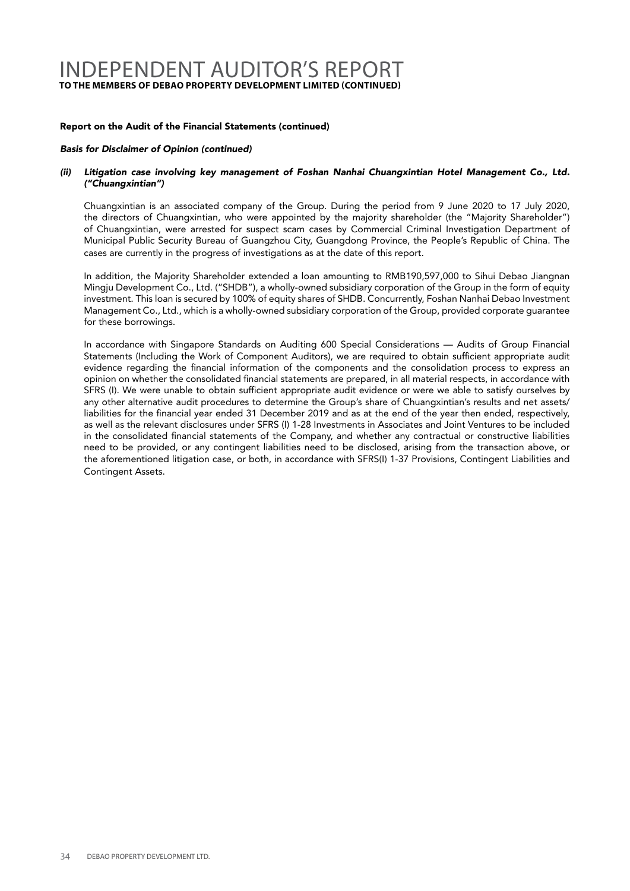# INDEPENDENT AUDITOR'S REPORT

**TO THE MEMBERS OF DEBAO PROPERTY DEVELOPMENT LIMITED (CONTINUED)**

**Report on the Audit of the Financial Statements (continued)**

***Basis for Disclaimer of Opinion (continued)***

***(ii) Litigation case involving key management of Foshan Nanhai Chuangxintian Hotel Management Co., Ltd. ("Chuangxintian")***

Chuangxintian is an associated company of the Group. During the period from 9 June 2020 to 17 July 2020, the directors of Chuangxintian, who were appointed by the majority shareholder (the "Majority Shareholder") of Chuangxintian, were arrested for suspect scam cases by Commercial Criminal Investigation Department of Municipal Public Security Bureau of Guangzhou City, Guangdong Province, the People's Republic of China. The cases are currently in the progress of investigations as at the date of this report.

In addition, the Majority Shareholder extended a loan amounting to RMB190,597,000 to Sihui Debao Jiangnan Mingju Development Co., Ltd. ("SHDB"), a wholly-owned subsidiary corporation of the Group in the form of equity investment. This loan is secured by 100% of equity shares of SHDB. Concurrently, Foshan Nanhai Debao Investment Management Co., Ltd., which is a wholly-owned subsidiary corporation of the Group, provided corporate guarantee for these borrowings.

In accordance with Singapore Standards on Auditing 600 Special Considerations — Audits of Group Financial Statements (Including the Work of Component Auditors), we are required to obtain sufficient appropriate audit evidence regarding the financial information of the components and the consolidation process to express an opinion on whether the consolidated financial statements are prepared, in all material respects, in accordance with SFRS (I). We were unable to obtain sufficient appropriate audit evidence or were we able to satisfy ourselves by any other alternative audit procedures to determine the Group's share of Chuangxintian's results and net assets/liabilities for the financial year ended 31 December 2019 and as at the end of the year then ended, respectively, as well as the relevant disclosures under SFRS (I) 1-28 Investments in Associates and Joint Ventures to be included in the consolidated financial statements of the Company, and whether any contractual or constructive liabilities need to be provided, or any contingent liabilities need to be disclosed, arising from the transaction above, or the aforementioned litigation case, or both, in accordance with SFRS(I) 1-37 Provisions, Contingent Liabilities and Contingent Assets.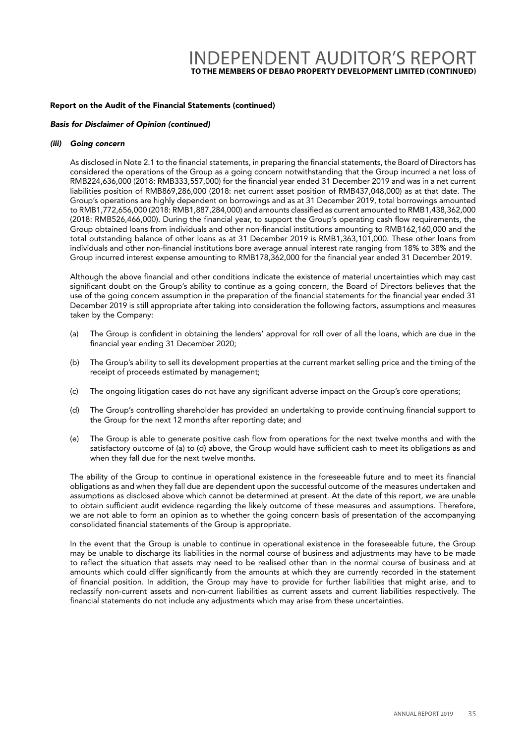### Report on the Audit of the Financial Statements (continued)

***Basis for Disclaimer of Opinion (continued)***

***(iii) Going concern***

As disclosed in Note 2.1 to the financial statements, in preparing the financial statements, the Board of Directors has considered the operations of the Group as a going concern notwithstanding that the Group incurred a net loss of RMB224,636,000 (2018: RMB333,557,000) for the financial year ended 31 December 2019 and was in a net current liabilities position of RMB869,286,000 (2018: net current asset position of RMB437,048,000) as at that date. The Group's operations are highly dependent on borrowings and as at 31 December 2019, total borrowings amounted to RMB1,772,656,000 (2018: RMB1,887,284,000) and amounts classified as current amounted to RMB1,438,362,000 (2018: RMB526,466,000). During the financial year, to support the Group's operating cash flow requirements, the Group obtained loans from individuals and other non-financial institutions amounting to RMB162,160,000 and the total outstanding balance of other loans as at 31 December 2019 is RMB1,363,101,000. These other loans from individuals and other non-financial institutions bore average annual interest rate ranging from 18% to 38% and the Group incurred interest expense amounting to RMB178,362,000 for the financial year ended 31 December 2019.

Although the above financial and other conditions indicate the existence of material uncertainties which may cast significant doubt on the Group's ability to continue as a going concern, the Board of Directors believes that the use of the going concern assumption in the preparation of the financial statements for the financial year ended 31 December 2019 is still appropriate after taking into consideration the following factors, assumptions and measures taken by the Company:

(a) The Group is confident in obtaining the lenders' approval for roll over of all the loans, which are due in the financial year ending 31 December 2020;

(b) The Group's ability to sell its development properties at the current market selling price and the timing of the receipt of proceeds estimated by management;

(c) The ongoing litigation cases do not have any significant adverse impact on the Group's core operations;

(d) The Group's controlling shareholder has provided an undertaking to provide continuing financial support to the Group for the next 12 months after reporting date; and

(e) The Group is able to generate positive cash flow from operations for the next twelve months and with the satisfactory outcome of (a) to (d) above, the Group would have sufficient cash to meet its obligations as and when they fall due for the next twelve months.

The ability of the Group to continue in operational existence in the foreseeable future and to meet its financial obligations as and when they fall due are dependent upon the successful outcome of the measures undertaken and assumptions as disclosed above which cannot be determined at present. At the date of this report, we are unable to obtain sufficient audit evidence regarding the likely outcome of these measures and assumptions. Therefore, we are not able to form an opinion as to whether the going concern basis of presentation of the accompanying consolidated financial statements of the Group is appropriate.

In the event that the Group is unable to continue in operational existence in the foreseeable future, the Group may be unable to discharge its liabilities in the normal course of business and adjustments may have to be made to reflect the situation that assets may need to be realised other than in the normal course of business and at amounts which could differ significantly from the amounts at which they are currently recorded in the statement of financial position. In addition, the Group may have to provide for further liabilities that might arise, and to reclassify non-current assets and non-current liabilities as current assets and current liabilities respectively. The financial statements do not include any adjustments which may arise from these uncertainties.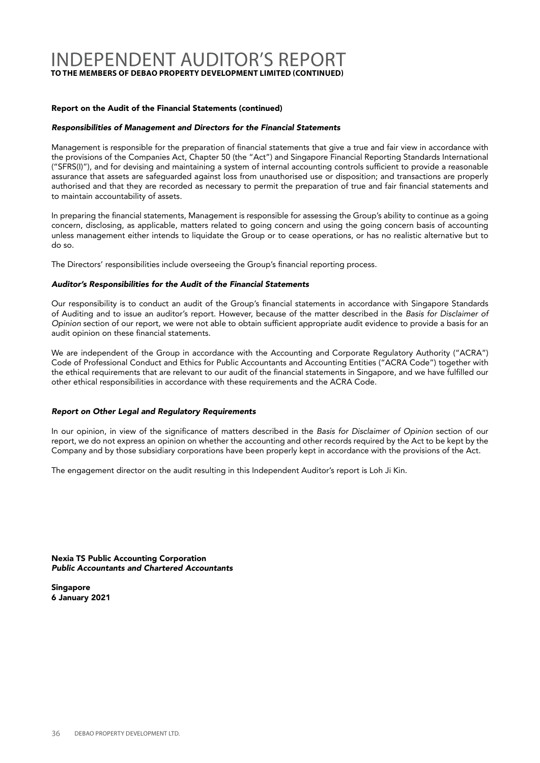# INDEPENDENT AUDITOR'S REPORT

**TO THE MEMBERS OF DEBAO PROPERTY DEVELOPMENT LIMITED (CONTINUED)**

**Report on the Audit of the Financial Statements (continued)**

***Responsibilities of Management and Directors for the Financial Statements***

Management is responsible for the preparation of financial statements that give a true and fair view in accordance with the provisions of the Companies Act, Chapter 50 (the "Act") and Singapore Financial Reporting Standards International ("SFRS(I)"), and for devising and maintaining a system of internal accounting controls sufficient to provide a reasonable assurance that assets are safeguarded against loss from unauthorised use or disposition; and transactions are properly authorised and that they are recorded as necessary to permit the preparation of true and fair financial statements and to maintain accountability of assets.

In preparing the financial statements, Management is responsible for assessing the Group's ability to continue as a going concern, disclosing, as applicable, matters related to going concern and using the going concern basis of accounting unless management either intends to liquidate the Group or to cease operations, or has no realistic alternative but to do so.

The Directors' responsibilities include overseeing the Group's financial reporting process.

***Auditor's Responsibilities for the Audit of the Financial Statements***

Our responsibility is to conduct an audit of the Group's financial statements in accordance with Singapore Standards of Auditing and to issue an auditor's report. However, because of the matter described in the *Basis for Disclaimer of Opinion* section of our report, we were not able to obtain sufficient appropriate audit evidence to provide a basis for an audit opinion on these financial statements.

We are independent of the Group in accordance with the Accounting and Corporate Regulatory Authority ("ACRA") Code of Professional Conduct and Ethics for Public Accountants and Accounting Entities ("ACRA Code") together with the ethical requirements that are relevant to our audit of the financial statements in Singapore, and we have fulfilled our other ethical responsibilities in accordance with these requirements and the ACRA Code.

***Report on Other Legal and Regulatory Requirements***

In our opinion, in view of the significance of matters described in the *Basis for Disclaimer of Opinion* section of our report, we do not express an opinion on whether the accounting and other records required by the Act to be kept by the Company and by those subsidiary corporations have been properly kept in accordance with the provisions of the Act.

The engagement director on the audit resulting in this Independent Auditor's report is Loh Ji Kin.

**Nexia TS Public Accounting Corporation**
***Public Accountants and Chartered Accountants***

**Singapore**
**6 January 2021**